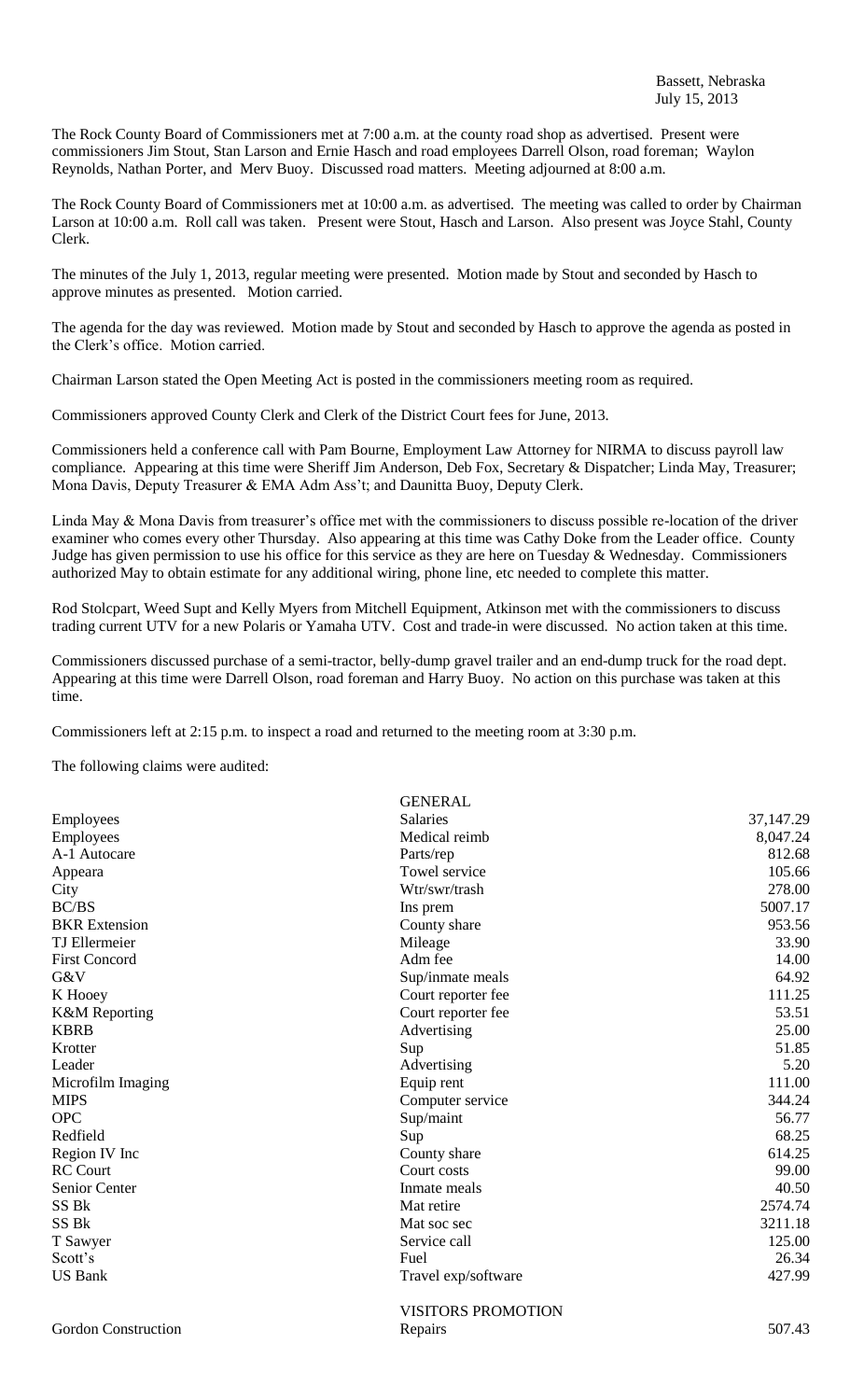Bassett, Nebraska
July 15, 2013

The Rock County Board of Commissioners met at 7:00 a.m. at the county road shop as advertised. Present were commissioners Jim Stout, Stan Larson and Ernie Hasch and road employees Darrell Olson, road foreman; Waylon Reynolds, Nathan Porter, and Merv Buoy. Discussed road matters. Meeting adjourned at 8:00 a.m.

The Rock County Board of Commissioners met at 10:00 a.m. as advertised. The meeting was called to order by Chairman Larson at 10:00 a.m. Roll call was taken. Present were Stout, Hasch and Larson. Also present was Joyce Stahl, County Clerk.

The minutes of the July 1, 2013, regular meeting were presented. Motion made by Stout and seconded by Hasch to approve minutes as presented. Motion carried.

The agenda for the day was reviewed. Motion made by Stout and seconded by Hasch to approve the agenda as posted in the Clerk's office. Motion carried.

Chairman Larson stated the Open Meeting Act is posted in the commissioners meeting room as required.

Commissioners approved County Clerk and Clerk of the District Court fees for June, 2013.

Commissioners held a conference call with Pam Bourne, Employment Law Attorney for NIRMA to discuss payroll law compliance. Appearing at this time were Sheriff Jim Anderson, Deb Fox, Secretary & Dispatcher; Linda May, Treasurer; Mona Davis, Deputy Treasurer & EMA Adm Ass't; and Daunitta Buoy, Deputy Clerk.

Linda May & Mona Davis from treasurer's office met with the commissioners to discuss possible re-location of the driver examiner who comes every other Thursday. Also appearing at this time was Cathy Doke from the Leader office. County Judge has given permission to use his office for this service as they are here on Tuesday & Wednesday. Commissioners authorized May to obtain estimate for any additional wiring, phone line, etc needed to complete this matter.

Rod Stolcpart, Weed Supt and Kelly Myers from Mitchell Equipment, Atkinson met with the commissioners to discuss trading current UTV for a new Polaris or Yamaha UTV. Cost and trade-in were discussed. No action taken at this time.

Commissioners discussed purchase of a semi-tractor, belly-dump gravel trailer and an end-dump truck for the road dept. Appearing at this time were Darrell Olson, road foreman and Harry Buoy. No action on this purchase was taken at this time.

Commissioners left at 2:15 p.m. to inspect a road and returned to the meeting room at 3:30 p.m.

The following claims were audited:

| | GENERAL | |
|---|---|---|
| Employees | Salaries | 37,147.29 |
| Employees | Medical reimb | 8,047.24 |
| A-1 Autocare | Parts/rep | 812.68 |
| Appeara | Towel service | 105.66 |
| City | Wtr/swr/trash | 278.00 |
| BC/BS | Ins prem | 5007.17 |
| BKR Extension | County share | 953.56 |
| TJ Ellermeier | Mileage | 33.90 |
| First Concord | Adm fee | 14.00 |
| G&V | Sup/inmate meals | 64.92 |
| K Hooey | Court reporter fee | 111.25 |
| K&M Reporting | Court reporter fee | 53.51 |
| KBRB | Advertising | 25.00 |
| Krotter | Sup | 51.85 |
| Leader | Advertising | 5.20 |
| Microfilm Imaging | Equip rent | 111.00 |
| MIPS | Computer service | 344.24 |
| OPC | Sup/maint | 56.77 |
| Redfield | Sup | 68.25 |
| Region IV Inc | County share | 614.25 |
| RC Court | Court costs | 99.00 |
| Senior Center | Inmate meals | 40.50 |
| SS Bk | Mat retire | 2574.74 |
| SS Bk | Mat soc sec | 3211.18 |
| T Sawyer | Service call | 125.00 |
| Scott's | Fuel | 26.34 |
| US Bank | Travel exp/software | 427.99 |
| | VISITORS PROMOTION | |
| Gordon Construction | Repairs | 507.43 |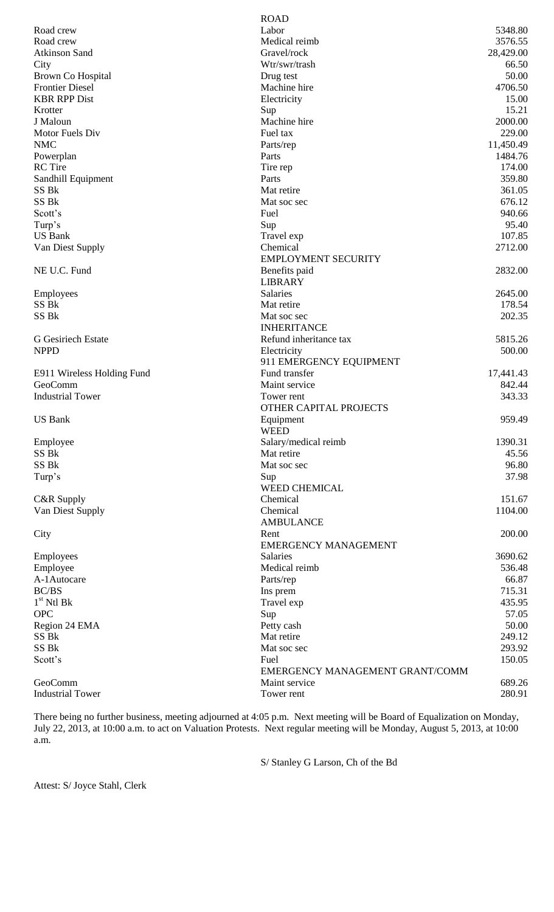| | | |
|---|---|---|
| | ROAD | |
| Road crew | Labor | 5348.80 |
| Road crew | Medical reimb | 3576.55 |
| Atkinson Sand | Gravel/rock | 28,429.00 |
| City | Wtr/swr/trash | 66.50 |
| Brown Co Hospital | Drug test | 50.00 |
| Frontier Diesel | Machine hire | 4706.50 |
| KBR RPP Dist | Electricity | 15.00 |
| Krotter | Sup | 15.21 |
| J Maloun | Machine hire | 2000.00 |
| Motor Fuels Div | Fuel tax | 229.00 |
| NMC | Parts/rep | 11,450.49 |
| Powerplan | Parts | 1484.76 |
| RC Tire | Tire rep | 174.00 |
| Sandhill Equipment | Parts | 359.80 |
| SS Bk | Mat retire | 361.05 |
| SS Bk | Mat soc sec | 676.12 |
| Scott's | Fuel | 940.66 |
| Turp's | Sup | 95.40 |
| US Bank | Travel exp | 107.85 |
| Van Diest Supply | Chemical | 2712.00 |
| | EMPLOYMENT SECURITY | |
| NE U.C. Fund | Benefits paid | 2832.00 |
| | LIBRARY | |
| Employees | Salaries | 2645.00 |
| SS Bk | Mat retire | 178.54 |
| SS Bk | Mat soc sec | 202.35 |
| | INHERITANCE | |
| G Gesiriech Estate | Refund inheritance tax | 5815.26 |
| NPPD | Electricity | 500.00 |
| | 911 EMERGENCY EQUIPMENT | |
| E911 Wireless Holding Fund | Fund transfer | 17,441.43 |
| GeoComm | Maint service | 842.44 |
| Industrial Tower | Tower rent | 343.33 |
| | OTHER CAPITAL PROJECTS | |
| US Bank | Equipment | 959.49 |
| | WEED | |
| Employee | Salary/medical reimb | 1390.31 |
| SS Bk | Mat retire | 45.56 |
| SS Bk | Mat soc sec | 96.80 |
| Turp's | Sup | 37.98 |
| | WEED CHEMICAL | |
| C&R Supply | Chemical | 151.67 |
| Van Diest Supply | Chemical | 1104.00 |
| | AMBULANCE | |
| City | Rent | 200.00 |
| | EMERGENCY MANAGEMENT | |
| Employees | Salaries | 3690.62 |
| Employee | Medical reimb | 536.48 |
| A-1Autocare | Parts/rep | 66.87 |
| BC/BS | Ins prem | 715.31 |
| 1st Ntl Bk | Travel exp | 435.95 |
| OPC | Sup | 57.05 |
| Region 24 EMA | Petty cash | 50.00 |
| SS Bk | Mat retire | 249.12 |
| SS Bk | Mat soc sec | 293.92 |
| Scott's | Fuel | 150.05 |
| | EMERGENCY MANAGEMENT GRANT/COMM | |
| GeoComm | Maint service | 689.26 |
| Industrial Tower | Tower rent | 280.91 |

There being no further business, meeting adjourned at 4:05 p.m. Next meeting will be Board of Equalization on Monday, July 22, 2013, at 10:00 a.m. to act on Valuation Protests. Next regular meeting will be Monday, August 5, 2013, at 10:00 a.m.

S/ Stanley G Larson, Ch of the Bd

Attest: S/ Joyce Stahl, Clerk